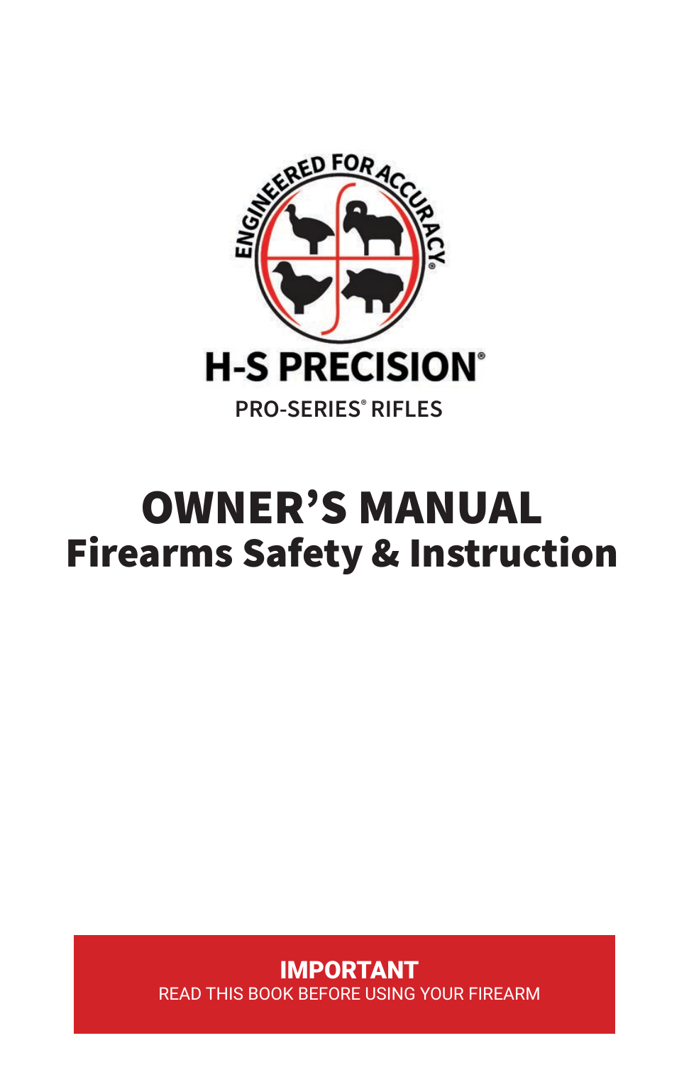ENGINEERED FOR ACCURACY®

# H-S PRECISION®

PRO-SERIES® RIFLES

# OWNER'S MANUAL

## Firearms Safety & Instruction

**IMPORTANT**

READ THIS BOOK BEFORE USING YOUR FIREARM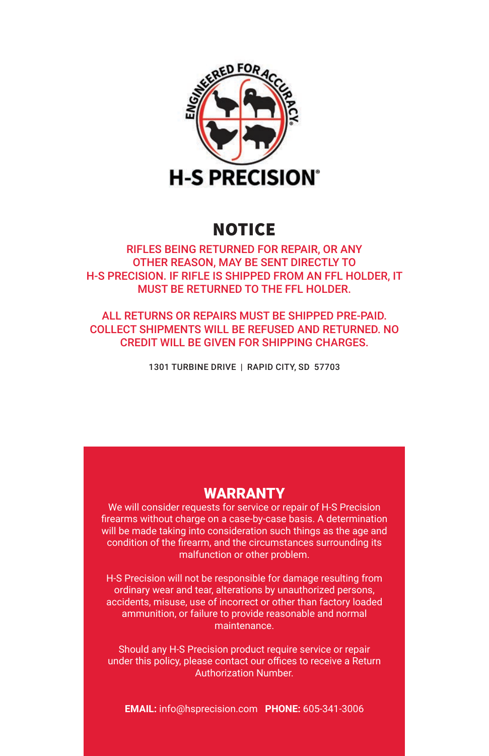ENGINEERED FOR ACCURACY®

H-S PRECISION®

# NOTICE

RIFLES BEING RETURNED FOR REPAIR, OR ANY OTHER REASON, MAY BE SENT DIRECTLY TO H-S PRECISION. IF RIFLE IS SHIPPED FROM AN FFL HOLDER, IT MUST BE RETURNED TO THE FFL HOLDER.

ALL RETURNS OR REPAIRS MUST BE SHIPPED PRE-PAID. COLLECT SHIPMENTS WILL BE REFUSED AND RETURNED. NO CREDIT WILL BE GIVEN FOR SHIPPING CHARGES.

1301 TURBINE DRIVE | RAPID CITY, SD 57703

## WARRANTY

We will consider requests for service or repair of H-S Precision firearms without charge on a case-by-case basis. A determination will be made taking into consideration such things as the age and condition of the firearm, and the circumstances surrounding its malfunction or other problem.

H-S Precision will not be responsible for damage resulting from ordinary wear and tear, alterations by unauthorized persons, accidents, misuse, use of incorrect or other than factory loaded ammunition, or failure to provide reasonable and normal maintenance.

Should any H-S Precision product require service or repair under this policy, please contact our offices to receive a Return Authorization Number.

**EMAIL:** info@hsprecision.com **PHONE:** 605-341-3006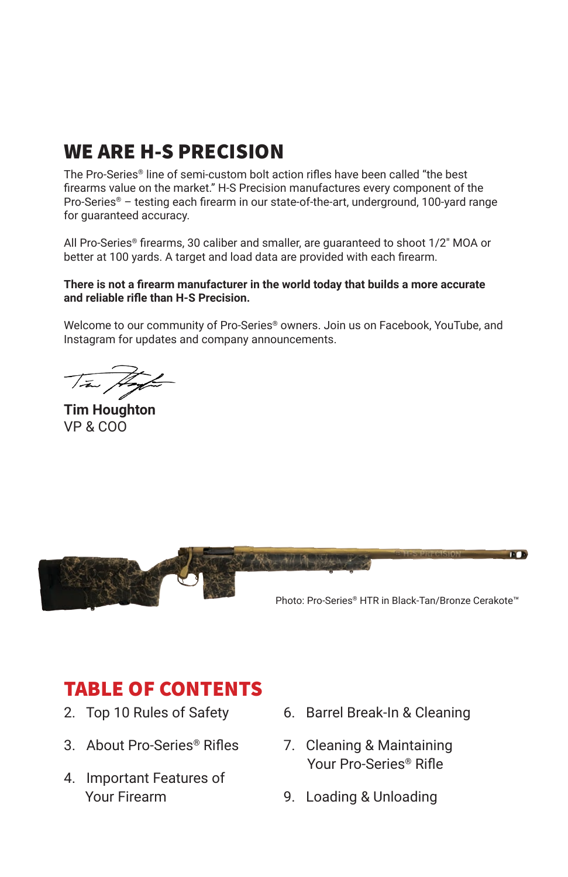## WE ARE H-S PRECISION

The Pro-Series® line of semi-custom bolt action rifles have been called "the best firearms value on the market." H-S Precision manufactures every component of the Pro-Series® – testing each firearm in our state-of-the-art, underground, 100-yard range for guaranteed accuracy.

All Pro-Series® firearms, 30 caliber and smaller, are guaranteed to shoot 1/2" MOA or better at 100 yards. A target and load data are provided with each firearm.

**There is not a firearm manufacturer in the world today that builds a more accurate and reliable rifle than H-S Precision.**

Welcome to our community of Pro-Series® owners. Join us on Facebook, YouTube, and Instagram for updates and company announcements.

**Tim Houghton**
VP & COO

Photo: Pro-Series® HTR in Black-Tan/Bronze Cerakote™

## TABLE OF CONTENTS

2. Top 10 Rules of Safety
3. About Pro-Series® Rifles
4. Important Features of Your Firearm
6. Barrel Break-In & Cleaning
7. Cleaning & Maintaining Your Pro-Series® Rifle
9. Loading & Unloading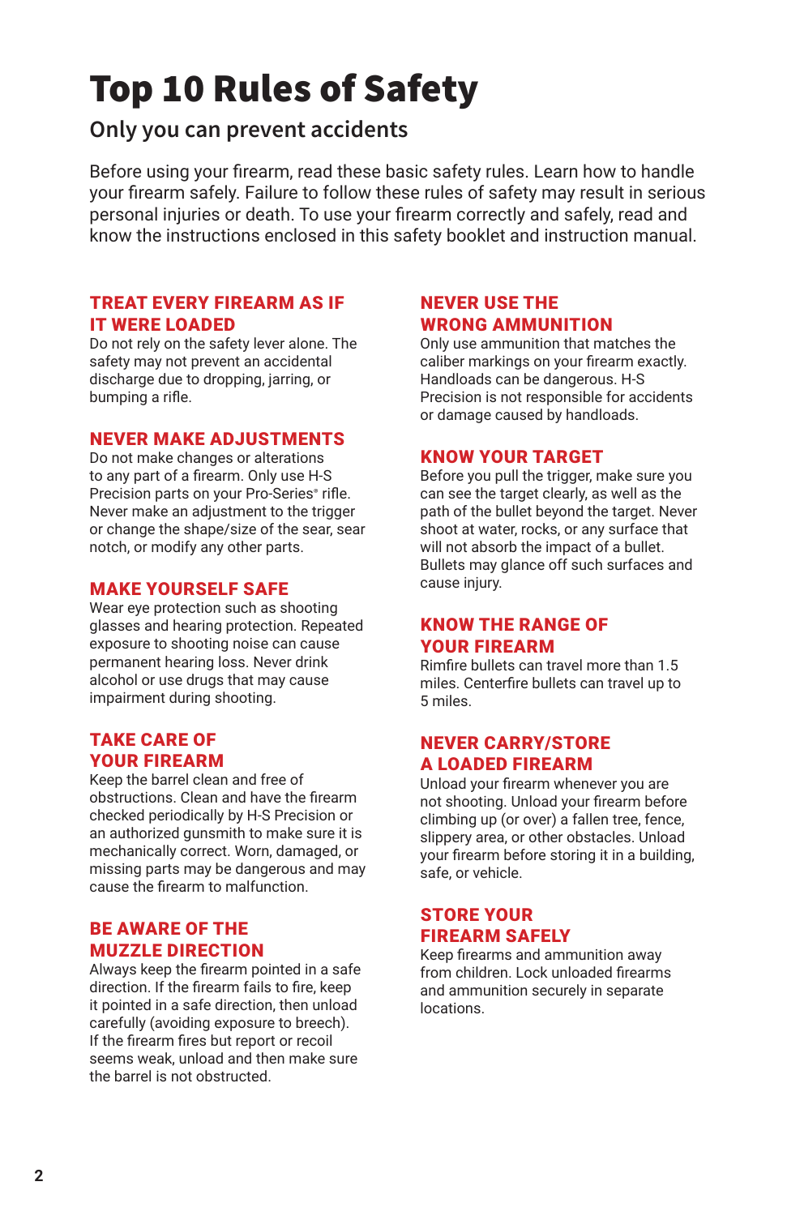# Top 10 Rules of Safety

## Only you can prevent accidents

Before using your firearm, read these basic safety rules. Learn how to handle your firearm safely. Failure to follow these rules of safety may result in serious personal injuries or death. To use your firearm correctly and safely, read and know the instructions enclosed in this safety booklet and instruction manual.

### TREAT EVERY FIREARM AS IF IT WERE LOADED

Do not rely on the safety lever alone. The safety may not prevent an accidental discharge due to dropping, jarring, or bumping a rifle.

### NEVER MAKE ADJUSTMENTS

Do not make changes or alterations to any part of a firearm. Only use H-S Precision parts on your Pro-Series® rifle. Never make an adjustment to the trigger or change the shape/size of the sear, sear notch, or modify any other parts.

### MAKE YOURSELF SAFE

Wear eye protection such as shooting glasses and hearing protection. Repeated exposure to shooting noise can cause permanent hearing loss. Never drink alcohol or use drugs that may cause impairment during shooting.

### TAKE CARE OF YOUR FIREARM

Keep the barrel clean and free of obstructions. Clean and have the firearm checked periodically by H-S Precision or an authorized gunsmith to make sure it is mechanically correct. Worn, damaged, or missing parts may be dangerous and may cause the firearm to malfunction.

### BE AWARE OF THE MUZZLE DIRECTION

Always keep the firearm pointed in a safe direction. If the firearm fails to fire, keep it pointed in a safe direction, then unload carefully (avoiding exposure to breech). If the firearm fires but report or recoil seems weak, unload and then make sure the barrel is not obstructed.

### NEVER USE THE WRONG AMMUNITION

Only use ammunition that matches the caliber markings on your firearm exactly. Handloads can be dangerous. H-S Precision is not responsible for accidents or damage caused by handloads.

### KNOW YOUR TARGET

Before you pull the trigger, make sure you can see the target clearly, as well as the path of the bullet beyond the target. Never shoot at water, rocks, or any surface that will not absorb the impact of a bullet. Bullets may glance off such surfaces and cause injury.

### KNOW THE RANGE OF YOUR FIREARM

Rimfire bullets can travel more than 1.5 miles. Centerfire bullets can travel up to 5 miles.

### NEVER CARRY/STORE A LOADED FIREARM

Unload your firearm whenever you are not shooting. Unload your firearm before climbing up (or over) a fallen tree, fence, slippery area, or other obstacles. Unload your firearm before storing it in a building, safe, or vehicle.

### STORE YOUR FIREARM SAFELY

Keep firearms and ammunition away from children. Lock unloaded firearms and ammunition securely in separate locations.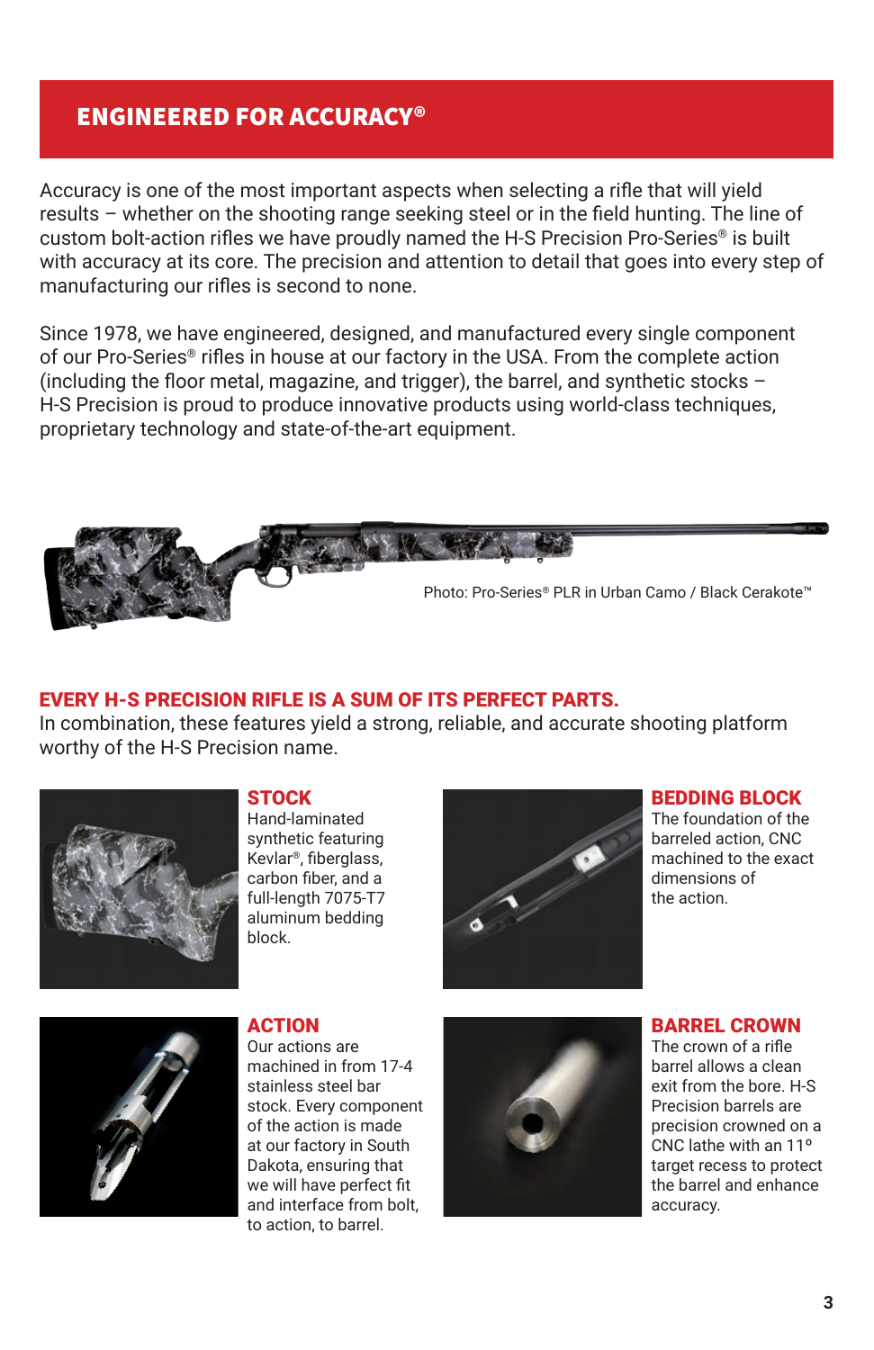## ENGINEERED FOR ACCURACY®

Accuracy is one of the most important aspects when selecting a rifle that will yield results – whether on the shooting range seeking steel or in the field hunting. The line of custom bolt-action rifles we have proudly named the H-S Precision Pro-Series® is built with accuracy at its core. The precision and attention to detail that goes into every step of manufacturing our rifles is second to none.

Since 1978, we have engineered, designed, and manufactured every single component of our Pro-Series® rifles in house at our factory in the USA. From the complete action (including the floor metal, magazine, and trigger), the barrel, and synthetic stocks – H-S Precision is proud to produce innovative products using world-class techniques, proprietary technology and state-of-the-art equipment.

Photo: Pro-Series® PLR in Urban Camo / Black Cerakote™

### EVERY H-S PRECISION RIFLE IS A SUM OF ITS PERFECT PARTS.

In combination, these features yield a strong, reliable, and accurate shooting platform worthy of the H-S Precision name.

#### STOCK

Hand-laminated synthetic featuring Kevlar®, fiberglass, carbon fiber, and a full-length 7075-T7 aluminum bedding block.

#### BEDDING BLOCK

The foundation of the barreled action, CNC machined to the exact dimensions of the action.

#### ACTION

Our actions are machined in from 17-4 stainless steel bar stock. Every component of the action is made at our factory in South Dakota, ensuring that we will have perfect fit and interface from bolt, to action, to barrel.

#### BARREL CROWN

The crown of a rifle barrel allows a clean exit from the bore. H-S Precision barrels are precision crowned on a CNC lathe with an 11° target recess to protect the barrel and enhance accuracy.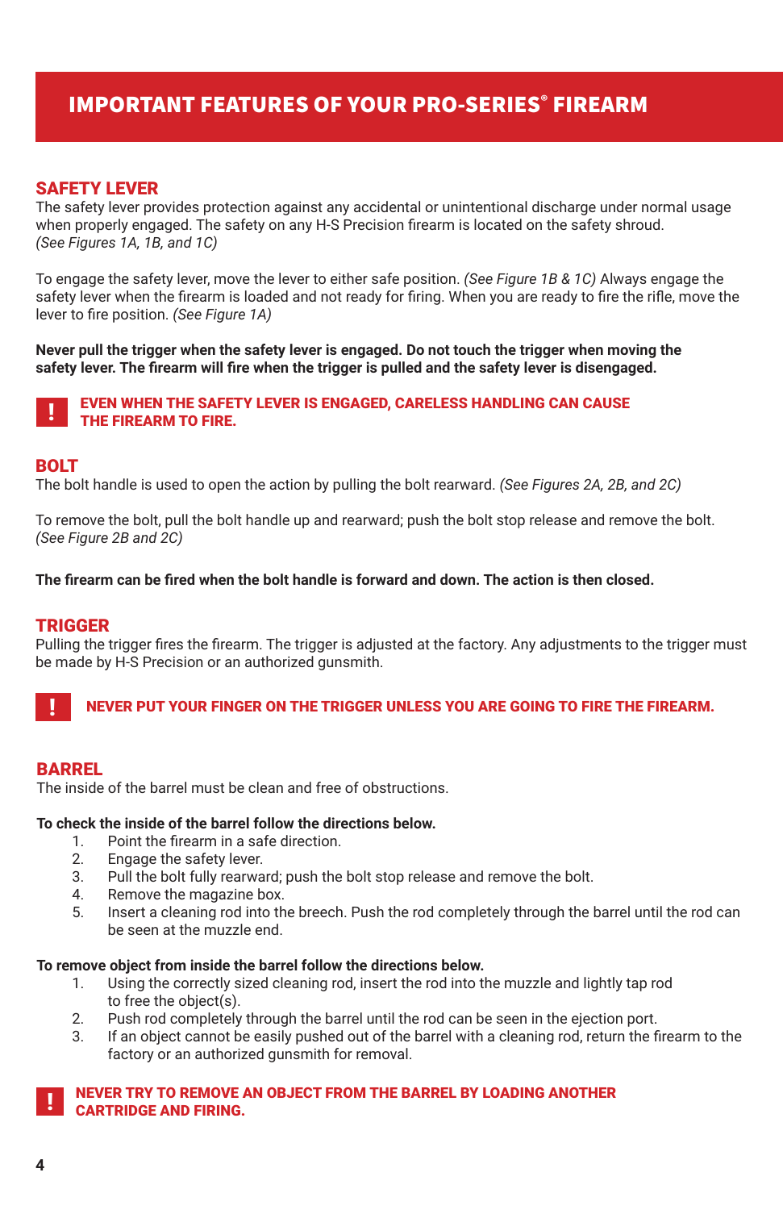# IMPORTANT FEATURES OF YOUR PRO-SERIES® FIREARM

## SAFETY LEVER

The safety lever provides protection against any accidental or unintentional discharge under normal usage when properly engaged. The safety on any H-S Precision firearm is located on the safety shroud. *(See Figures 1A, 1B, and 1C)*

To engage the safety lever, move the lever to either safe position. *(See Figure 1B & 1C)* Always engage the safety lever when the firearm is loaded and not ready for firing. When you are ready to fire the rifle, move the lever to fire position. *(See Figure 1A)*

**Never pull the trigger when the safety lever is engaged. Do not touch the trigger when moving the safety lever. The firearm will fire when the trigger is pulled and the safety lever is disengaged.**

**! EVEN WHEN THE SAFETY LEVER IS ENGAGED, CARELESS HANDLING CAN CAUSE THE FIREARM TO FIRE.**

## BOLT

The bolt handle is used to open the action by pulling the bolt rearward. *(See Figures 2A, 2B, and 2C)*

To remove the bolt, pull the bolt handle up and rearward; push the bolt stop release and remove the bolt. *(See Figure 2B and 2C)*

**The firearm can be fired when the bolt handle is forward and down. The action is then closed.**

## TRIGGER

Pulling the trigger fires the firearm. The trigger is adjusted at the factory. Any adjustments to the trigger must be made by H-S Precision or an authorized gunsmith.

**! NEVER PUT YOUR FINGER ON THE TRIGGER UNLESS YOU ARE GOING TO FIRE THE FIREARM.**

## BARREL

The inside of the barrel must be clean and free of obstructions.

**To check the inside of the barrel follow the directions below.**

1. Point the firearm in a safe direction.
2. Engage the safety lever.
3. Pull the bolt fully rearward; push the bolt stop release and remove the bolt.
4. Remove the magazine box.
5. Insert a cleaning rod into the breech. Push the rod completely through the barrel until the rod can be seen at the muzzle end.

**To remove object from inside the barrel follow the directions below.**

1. Using the correctly sized cleaning rod, insert the rod into the muzzle and lightly tap rod to free the object(s).
2. Push rod completely through the barrel until the rod can be seen in the ejection port.
3. If an object cannot be easily pushed out of the barrel with a cleaning rod, return the firearm to the factory or an authorized gunsmith for removal.

**! NEVER TRY TO REMOVE AN OBJECT FROM THE BARREL BY LOADING ANOTHER CARTRIDGE AND FIRING.**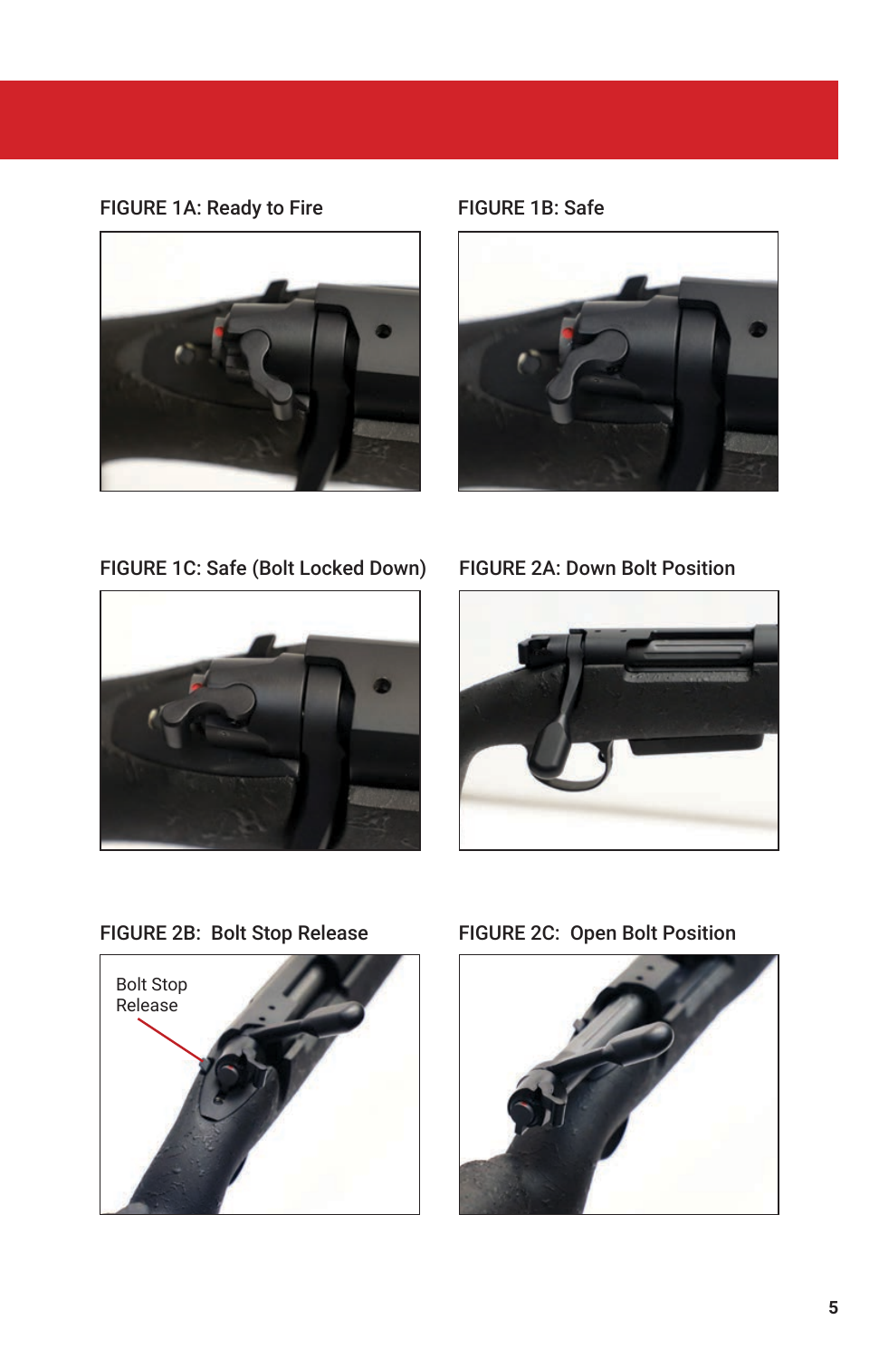FIGURE 1A: Ready to Fire

FIGURE 1B: Safe

FIGURE 1C: Safe (Bolt Locked Down)

FIGURE 2A: Down Bolt Position

FIGURE 2B: Bolt Stop Release

Bolt Stop Release

FIGURE 2C: Open Bolt Position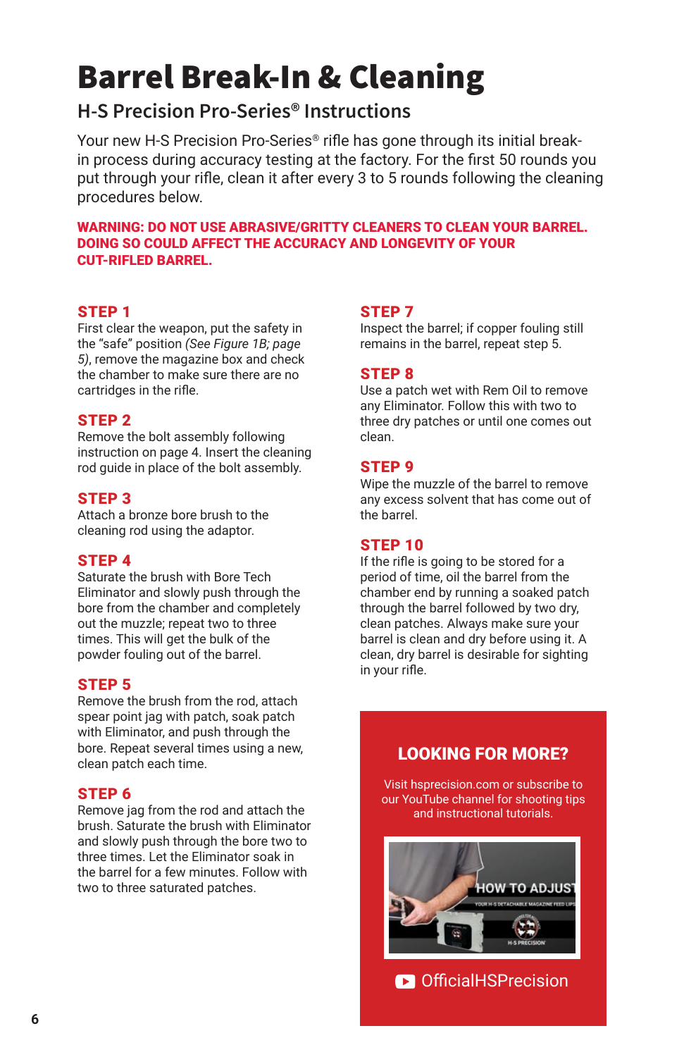# Barrel Break-In & Cleaning

## H-S Precision Pro-Series® Instructions

Your new H-S Precision Pro-Series® rifle has gone through its initial break-in process during accuracy testing at the factory. For the first 50 rounds you put through your rifle, clean it after every 3 to 5 rounds following the cleaning procedures below.

**WARNING: DO NOT USE ABRASIVE/GRITTY CLEANERS TO CLEAN YOUR BARREL. DOING SO COULD AFFECT THE ACCURACY AND LONGEVITY OF YOUR CUT-RIFLED BARREL.**

### STEP 1

First clear the weapon, put the safety in the "safe" position *(See Figure 1B; page 5)*, remove the magazine box and check the chamber to make sure there are no cartridges in the rifle.

### STEP 2

Remove the bolt assembly following instruction on page 4. Insert the cleaning rod guide in place of the bolt assembly.

### STEP 3

Attach a bronze bore brush to the cleaning rod using the adaptor.

### STEP 4

Saturate the brush with Bore Tech Eliminator and slowly push through the bore from the chamber and completely out the muzzle; repeat two to three times. This will get the bulk of the powder fouling out of the barrel.

### STEP 5

Remove the brush from the rod, attach spear point jag with patch, soak patch with Eliminator, and push through the bore. Repeat several times using a new, clean patch each time.

### STEP 6

Remove jag from the rod and attach the brush. Saturate the brush with Eliminator and slowly push through the bore two to three times. Let the Eliminator soak in the barrel for a few minutes. Follow with two to three saturated patches.

### STEP 7

Inspect the barrel; if copper fouling still remains in the barrel, repeat step 5.

### STEP 8

Use a patch wet with Rem Oil to remove any Eliminator. Follow this with two to three dry patches or until one comes out clean.

### STEP 9

Wipe the muzzle of the barrel to remove any excess solvent that has come out of the barrel.

### STEP 10

If the rifle is going to be stored for a period of time, oil the barrel from the chamber end by running a soaked patch through the barrel followed by two dry, clean patches. Always make sure your barrel is clean and dry before using it. A clean, dry barrel is desirable for sighting in your rifle.

### LOOKING FOR MORE?

Visit hsprecision.com or subscribe to our YouTube channel for shooting tips and instructional tutorials.

OfficialHSPrecision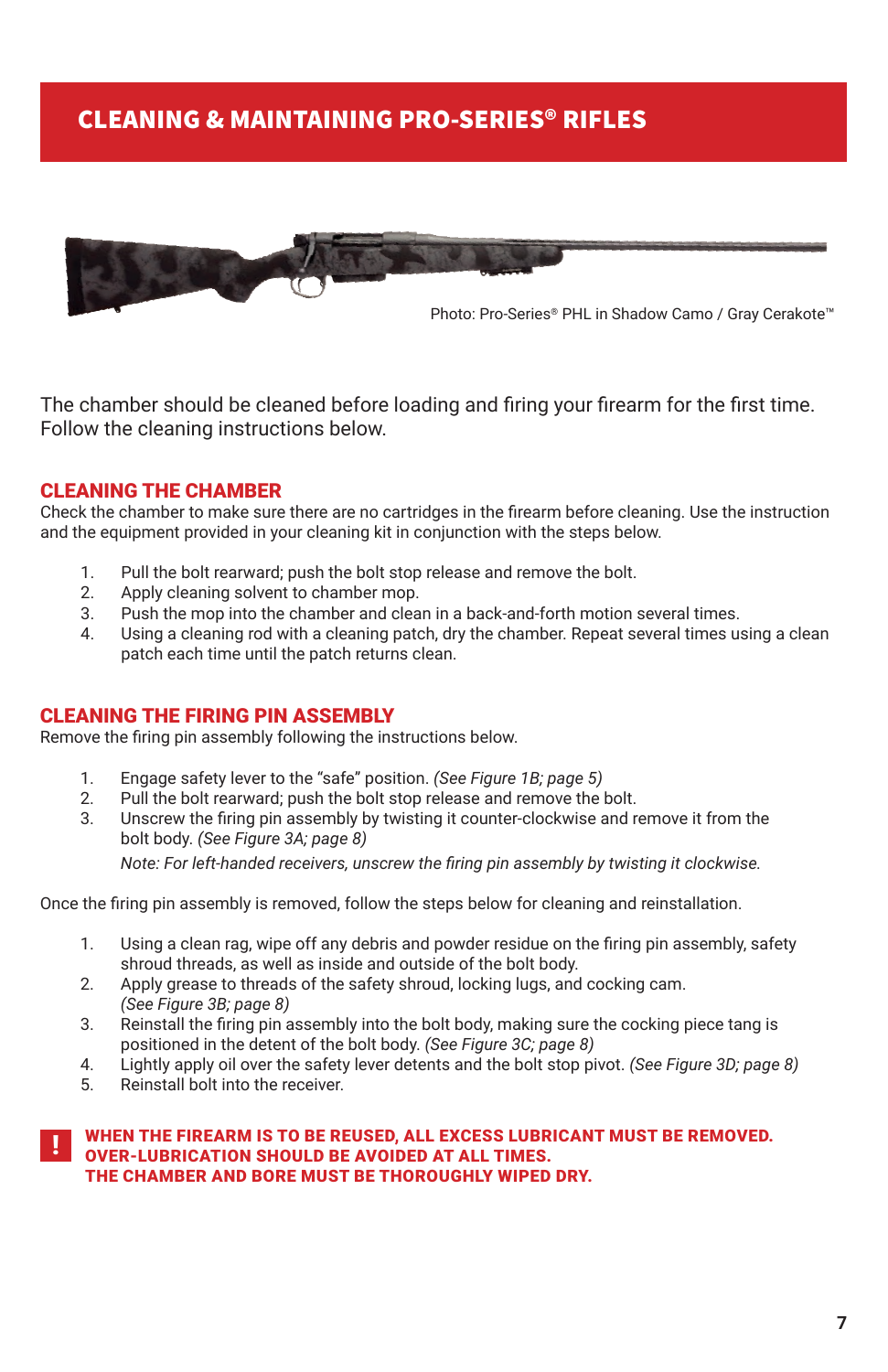# CLEANING & MAINTAINING PRO-SERIES® RIFLES

Photo: Pro-Series® PHL in Shadow Camo / Gray Cerakote™

The chamber should be cleaned before loading and firing your firearm for the first time. Follow the cleaning instructions below.

## CLEANING THE CHAMBER

Check the chamber to make sure there are no cartridges in the firearm before cleaning. Use the instruction and the equipment provided in your cleaning kit in conjunction with the steps below.

1. Pull the bolt rearward; push the bolt stop release and remove the bolt.
2. Apply cleaning solvent to chamber mop.
3. Push the mop into the chamber and clean in a back-and-forth motion several times.
4. Using a cleaning rod with a cleaning patch, dry the chamber. Repeat several times using a clean patch each time until the patch returns clean.

## CLEANING THE FIRING PIN ASSEMBLY

Remove the firing pin assembly following the instructions below.

1. Engage safety lever to the “safe” position. *(See Figure 1B; page 5)*
2. Pull the bolt rearward; push the bolt stop release and remove the bolt.
3. Unscrew the firing pin assembly by twisting it counter-clockwise and remove it from the bolt body. *(See Figure 3A; page 8)*

   *Note: For left-handed receivers, unscrew the firing pin assembly by twisting it clockwise.*

Once the firing pin assembly is removed, follow the steps below for cleaning and reinstallation.

1. Using a clean rag, wipe off any debris and powder residue on the firing pin assembly, safety shroud threads, as well as inside and outside of the bolt body.
2. Apply grease to threads of the safety shroud, locking lugs, and cocking cam. *(See Figure 3B; page 8)*
3. Reinstall the firing pin assembly into the bolt body, making sure the cocking piece tang is positioned in the detent of the bolt body. *(See Figure 3C; page 8)*
4. Lightly apply oil over the safety lever detents and the bolt stop pivot. *(See Figure 3D; page 8)*
5. Reinstall bolt into the receiver.

**!** **WHEN THE FIREARM IS TO BE REUSED, ALL EXCESS LUBRICANT MUST BE REMOVED. OVER-LUBRICATION SHOULD BE AVOIDED AT ALL TIMES. THE CHAMBER AND BORE MUST BE THOROUGHLY WIPED DRY.**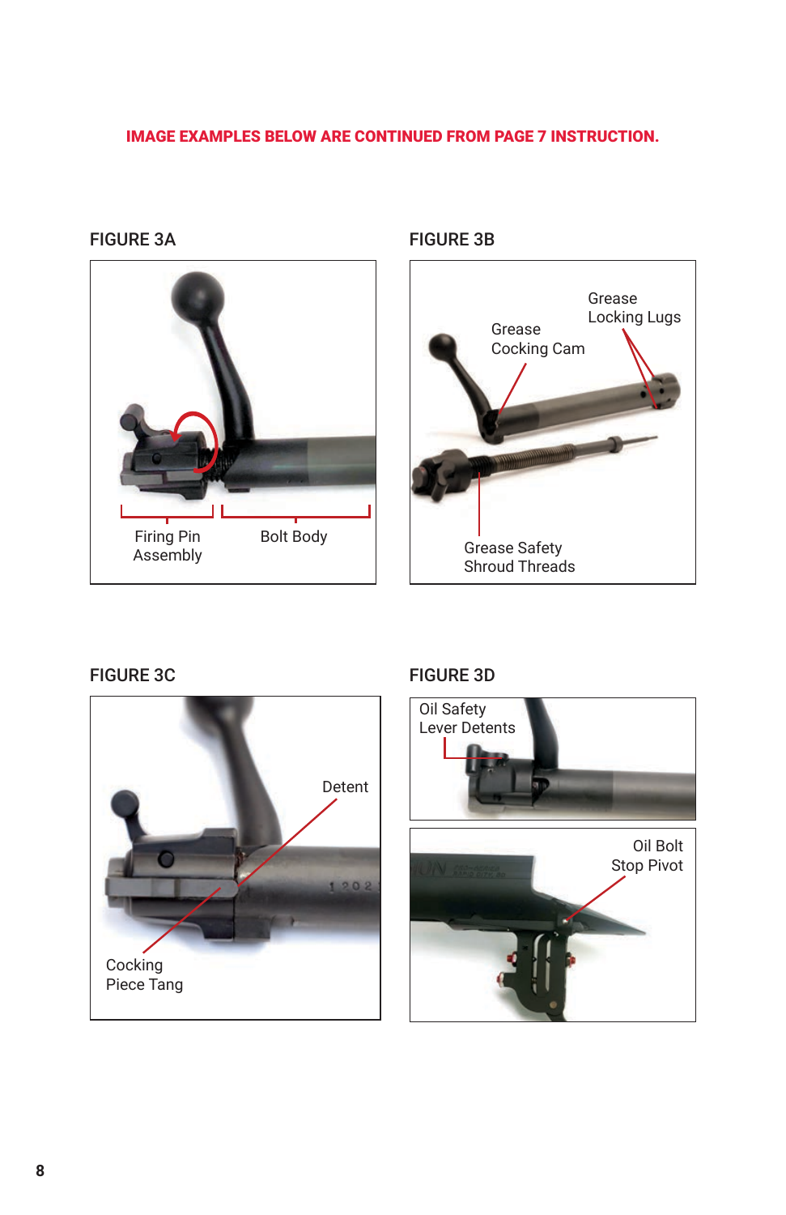**IMAGE EXAMPLES BELOW ARE CONTINUED FROM PAGE 7 INSTRUCTION.**

### FIGURE 3A

Firing Pin Assembly

Bolt Body

### FIGURE 3B

Grease Locking Lugs

Grease Cocking Cam

Grease Safety Shroud Threads

### FIGURE 3C

Detent

Cocking Piece Tang

### FIGURE 3D

Oil Safety Lever Detents

Oil Bolt Stop Pivot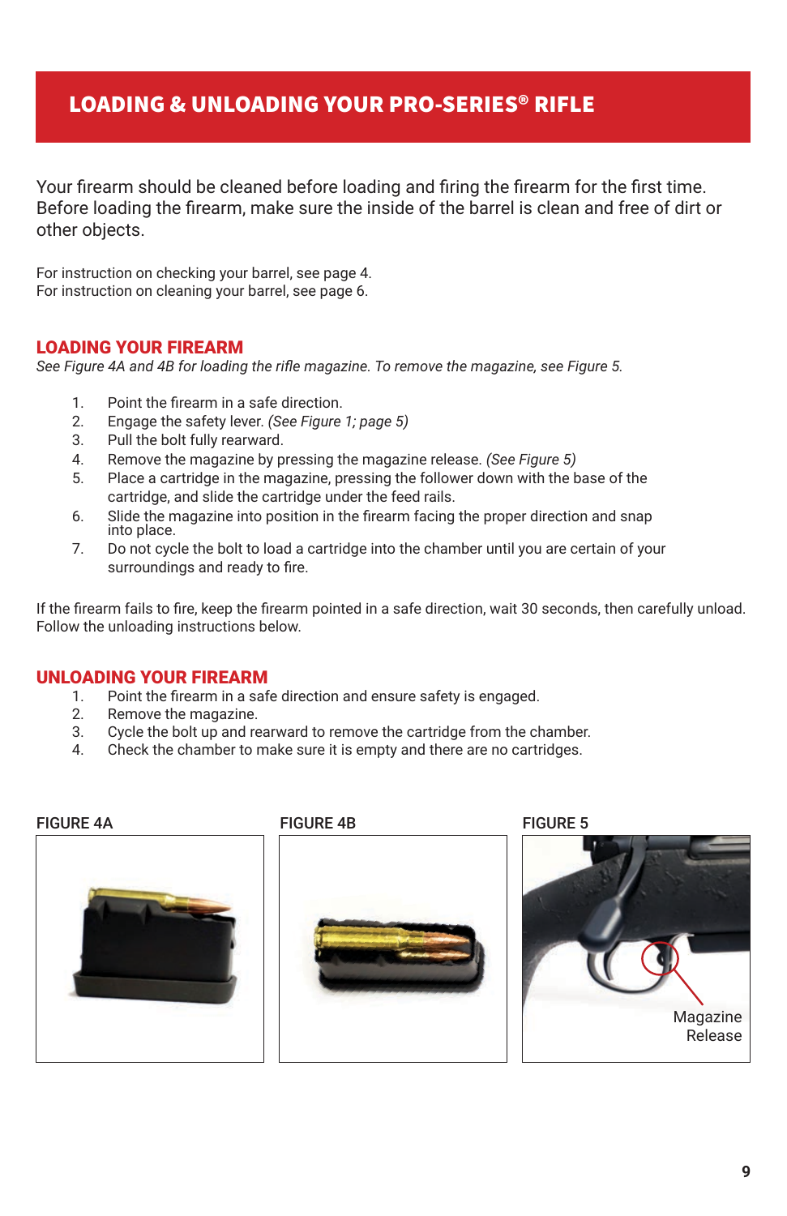# LOADING & UNLOADING YOUR PRO-SERIES® RIFLE

Your firearm should be cleaned before loading and firing the firearm for the first time. Before loading the firearm, make sure the inside of the barrel is clean and free of dirt or other objects.

For instruction on checking your barrel, see page 4.
For instruction on cleaning your barrel, see page 6.

## LOADING YOUR FIREARM

*See Figure 4A and 4B for loading the rifle magazine. To remove the magazine, see Figure 5.*

1. Point the firearm in a safe direction.
2. Engage the safety lever. *(See Figure 1; page 5)*
3. Pull the bolt fully rearward.
4. Remove the magazine by pressing the magazine release. *(See Figure 5)*
5. Place a cartridge in the magazine, pressing the follower down with the base of the cartridge, and slide the cartridge under the feed rails.
6. Slide the magazine into position in the firearm facing the proper direction and snap into place.
7. Do not cycle the bolt to load a cartridge into the chamber until you are certain of your surroundings and ready to fire.

If the firearm fails to fire, keep the firearm pointed in a safe direction, wait 30 seconds, then carefully unload. Follow the unloading instructions below.

## UNLOADING YOUR FIREARM

1. Point the firearm in a safe direction and ensure safety is engaged.
2. Remove the magazine.
3. Cycle the bolt up and rearward to remove the cartridge from the chamber.
4. Check the chamber to make sure it is empty and there are no cartridges.

FIGURE 4A

FIGURE 4B

FIGURE 5

Magazine Release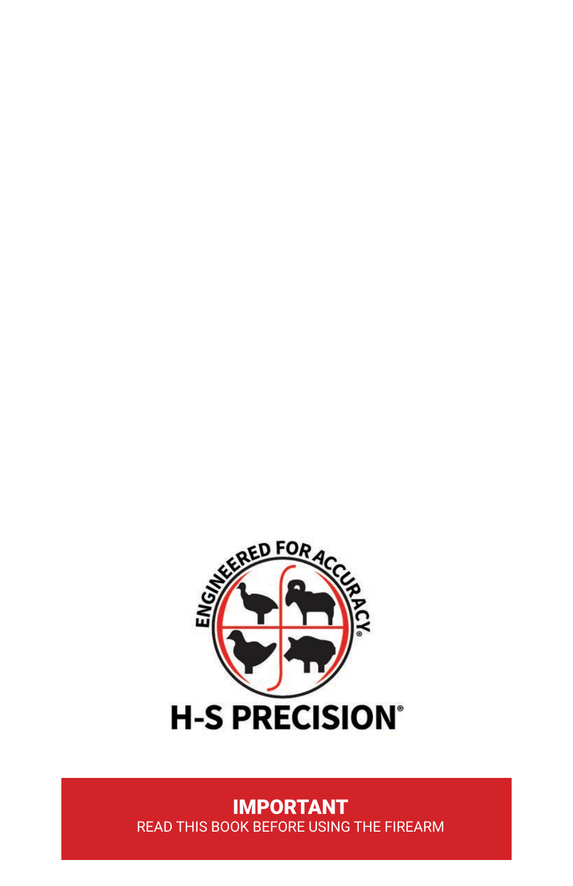ENGINEERED FOR ACCURACY®

H-S PRECISION®

**IMPORTANT**

READ THIS BOOK BEFORE USING THE FIREARM